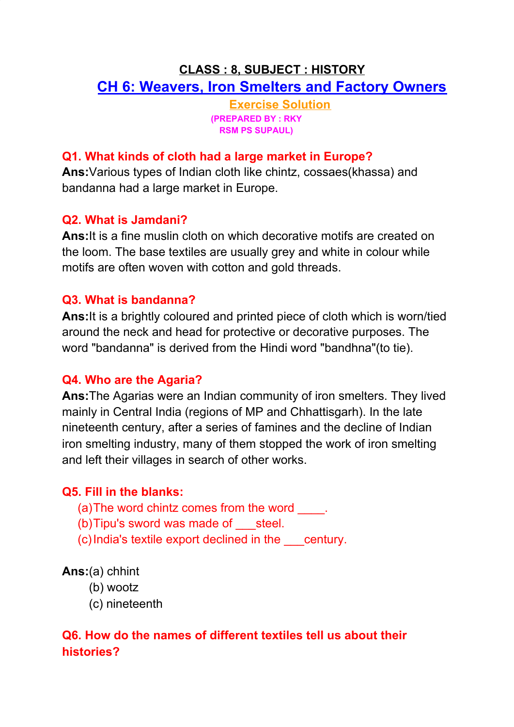# CLASS : 8, SUBJECT : HISTORY

## CH 6: Weavers, Iron Smelters and Factory Owners

### Exercise Solution

**(PREPARED BY : RKY RSM PS SUPAUL)**

**Q1. What kinds of cloth had a large market in Europe?**

**Ans:** Various types of Indian cloth like chintz, cossaes(khassa) and bandanna had a large market in Europe.

**Q2. What is Jamdani?**

**Ans:** It is a fine muslin cloth on which decorative motifs are created on the loom. The base textiles are usually grey and white in colour while motifs are often woven with cotton and gold threads.

**Q3. What is bandanna?**

**Ans:** It is a brightly coloured and printed piece of cloth which is worn/tied around the neck and head for protective or decorative purposes. The word "bandanna" is derived from the Hindi word "bandhna"(to tie).

**Q4. Who are the Agaria?**

**Ans:** The Agarias were an Indian community of iron smelters. They lived mainly in Central India (regions of MP and Chhattisgarh). In the late nineteenth century, after a series of famines and the decline of Indian iron smelting industry, many of them stopped the work of iron smelting and left their villages in search of other works.

**Q5. Fill in the blanks:**

(a) The word chintz comes from the word ____.
(b) Tipu's sword was made of ___steel.
(c) India's textile export declined in the ___century.

**Ans:** (a) chhint
(b) wootz
(c) nineteenth

**Q6. How do the names of different textiles tell us about their histories?**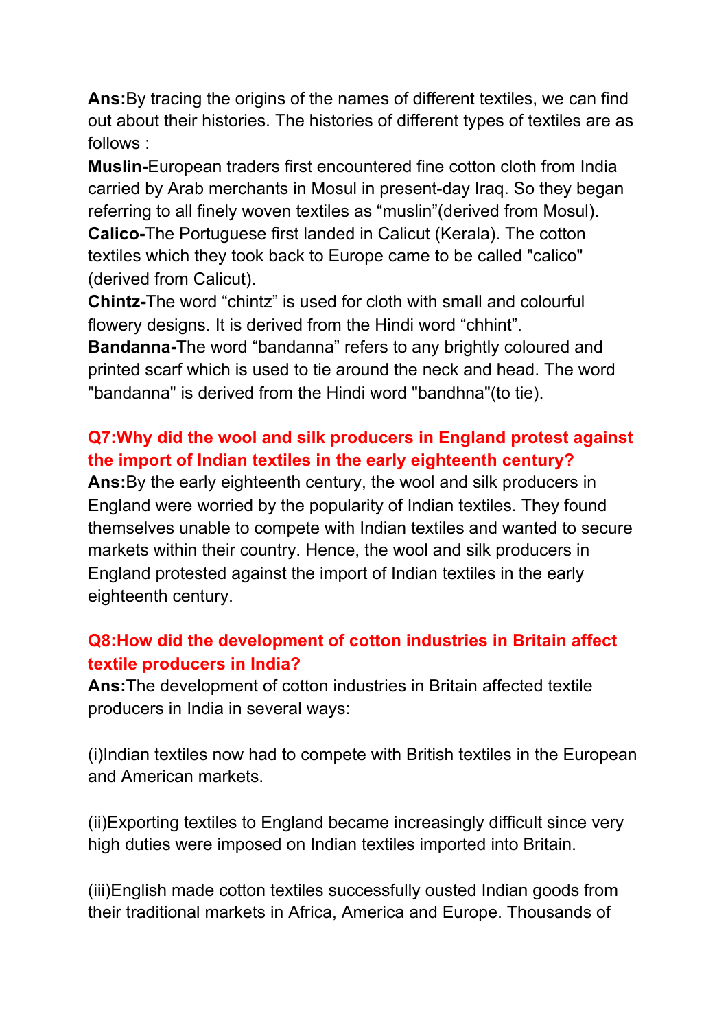**Ans:**By tracing the origins of the names of different textiles, we can find out about their histories. The histories of different types of textiles are as follows :

**Muslin-**European traders first encountered fine cotton cloth from India carried by Arab merchants in Mosul in present-day Iraq. So they began referring to all finely woven textiles as “muslin”(derived from Mosul).

**Calico-**The Portuguese first landed in Calicut (Kerala). The cotton textiles which they took back to Europe came to be called "calico" (derived from Calicut).

**Chintz-**The word “chintz” is used for cloth with small and colourful flowery designs. It is derived from the Hindi word “chhint”.

**Bandanna-**The word “bandanna” refers to any brightly coloured and printed scarf which is used to tie around the neck and head. The word "bandanna" is derived from the Hindi word "bandhna"(to tie).

**Q7:Why did the wool and silk producers in England protest against the import of Indian textiles in the early eighteenth century?**

**Ans:**By the early eighteenth century, the wool and silk producers in England were worried by the popularity of Indian textiles. They found themselves unable to compete with Indian textiles and wanted to secure markets within their country. Hence, the wool and silk producers in England protested against the import of Indian textiles in the early eighteenth century.

**Q8:How did the development of cotton industries in Britain affect textile producers in India?**

**Ans:**The development of cotton industries in Britain affected textile producers in India in several ways:

(i)Indian textiles now had to compete with British textiles in the European and American markets.

(ii)Exporting textiles to England became increasingly difficult since very high duties were imposed on Indian textiles imported into Britain.

(iii)English made cotton textiles successfully ousted Indian goods from their traditional markets in Africa, America and Europe. Thousands of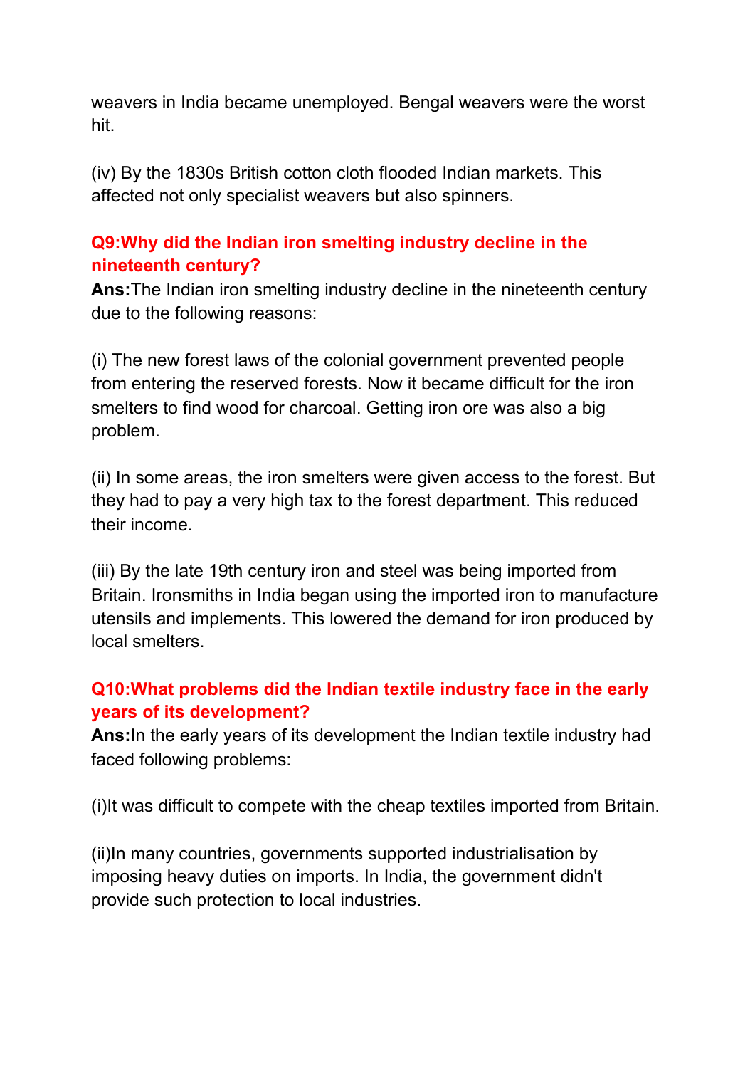weavers in India became unemployed. Bengal weavers were the worst hit.

(iv) By the 1830s British cotton cloth flooded Indian markets. This affected not only specialist weavers but also spinners.

### Q9:Why did the Indian iron smelting industry decline in the nineteenth century?

**Ans:**The Indian iron smelting industry decline in the nineteenth century due to the following reasons:

(i) The new forest laws of the colonial government prevented people from entering the reserved forests. Now it became difficult for the iron smelters to find wood for charcoal. Getting iron ore was also a big problem.

(ii) In some areas, the iron smelters were given access to the forest. But they had to pay a very high tax to the forest department. This reduced their income.

(iii) By the late 19th century iron and steel was being imported from Britain. Ironsmiths in India began using the imported iron to manufacture utensils and implements. This lowered the demand for iron produced by local smelters.

### Q10:What problems did the Indian textile industry face in the early years of its development?

**Ans:**In the early years of its development the Indian textile industry had faced following problems:

(i)It was difficult to compete with the cheap textiles imported from Britain.

(ii)In many countries, governments supported industrialisation by imposing heavy duties on imports. In India, the government didn't provide such protection to local industries.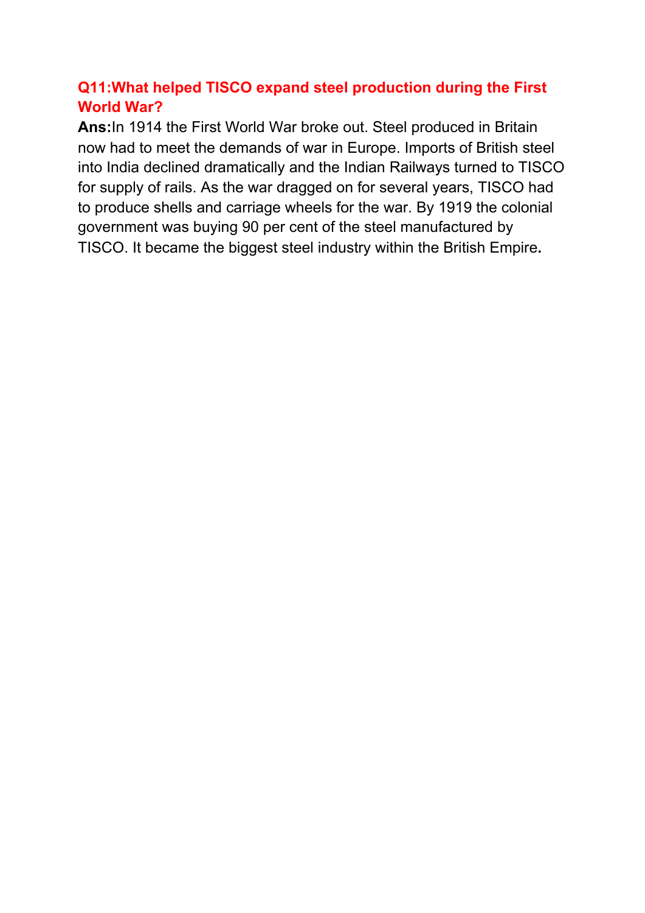**Q11:What helped TISCO expand steel production during the First World War?**

**Ans:**In 1914 the First World War broke out. Steel produced in Britain now had to meet the demands of war in Europe. Imports of British steel into India declined dramatically and the Indian Railways turned to TISCO for supply of rails. As the war dragged on for several years, TISCO had to produce shells and carriage wheels for the war. By 1919 the colonial government was buying 90 per cent of the steel manufactured by TISCO. It became the biggest steel industry within the British Empire**.**